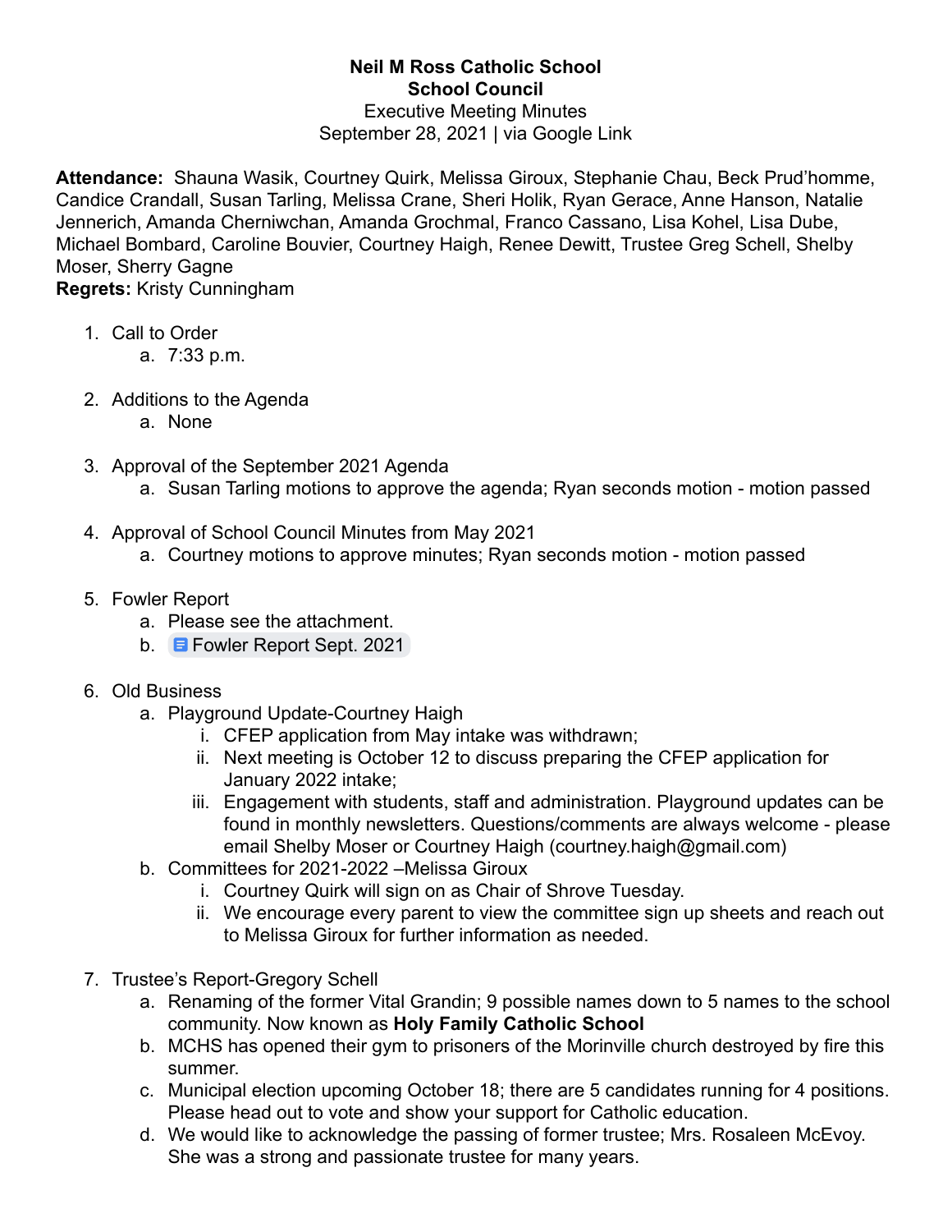**Neil M Ross Catholic School**
**School Council**
Executive Meeting Minutes
September 28, 2021 | via Google Link

**Attendance:** Shauna Wasik, Courtney Quirk, Melissa Giroux, Stephanie Chau, Beck Prud'homme, Candice Crandall, Susan Tarling, Melissa Crane, Sheri Holik, Ryan Gerace, Anne Hanson, Natalie Jennerich, Amanda Cherniwchan, Amanda Grochmal, Franco Cassano, Lisa Kohel, Lisa Dube, Michael Bombard, Caroline Bouvier, Courtney Haigh, Renee Dewitt, Trustee Greg Schell, Shelby Moser, Sherry Gagne
**Regrets:** Kristy Cunningham

1. Call to Order
    a. 7:33 p.m.

2. Additions to the Agenda
    a. None

3. Approval of the September 2021 Agenda
    a. Susan Tarling motions to approve the agenda; Ryan seconds motion - motion passed

4. Approval of School Council Minutes from May 2021
    a. Courtney motions to approve minutes; Ryan seconds motion - motion passed

5. Fowler Report
    a. Please see the attachment.
    b. Fowler Report Sept. 2021

6. Old Business
    a. Playground Update-Courtney Haigh
        i. CFEP application from May intake was withdrawn;
        ii. Next meeting is October 12 to discuss preparing the CFEP application for January 2022 intake;
        iii. Engagement with students, staff and administration. Playground updates can be found in monthly newsletters. Questions/comments are always welcome - please email Shelby Moser or Courtney Haigh (courtney.haigh@gmail.com)
    b. Committees for 2021-2022 –Melissa Giroux
        i. Courtney Quirk will sign on as Chair of Shrove Tuesday.
        ii. We encourage every parent to view the committee sign up sheets and reach out to Melissa Giroux for further information as needed.

7. Trustee's Report-Gregory Schell
    a. Renaming of the former Vital Grandin; 9 possible names down to 5 names to the school community. Now known as **Holy Family Catholic School**
    b. MCHS has opened their gym to prisoners of the Morinville church destroyed by fire this summer.
    c. Municipal election upcoming October 18; there are 5 candidates running for 4 positions. Please head out to vote and show your support for Catholic education.
    d. We would like to acknowledge the passing of former trustee; Mrs. Rosaleen McEvoy. She was a strong and passionate trustee for many years.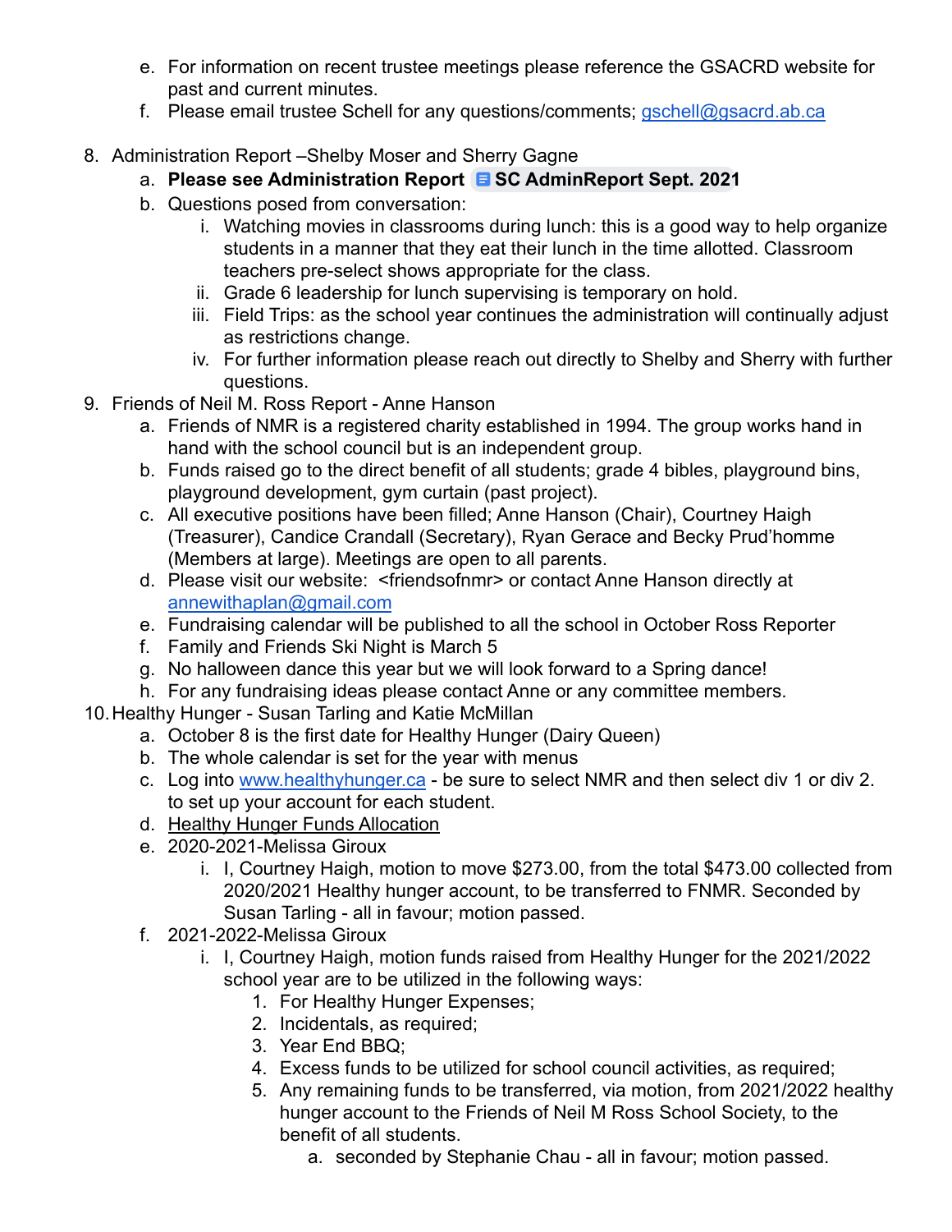e. For information on recent trustee meetings please reference the GSACRD website for past and current minutes.
   f. Please email trustee Schell for any questions/comments; gschell@gsacrd.ab.ca

8. Administration Report –Shelby Moser and Sherry Gagne
   a. **Please see Administration Report** **SC AdminReport Sept. 2021**
   b. Questions posed from conversation:
      i. Watching movies in classrooms during lunch: this is a good way to help organize students in a manner that they eat their lunch in the time allotted. Classroom teachers pre-select shows appropriate for the class.
      ii. Grade 6 leadership for lunch supervising is temporary on hold.
      iii. Field Trips: as the school year continues the administration will continually adjust as restrictions change.
      iv. For further information please reach out directly to Shelby and Sherry with further questions.
9. Friends of Neil M. Ross Report - Anne Hanson
   a. Friends of NMR is a registered charity established in 1994. The group works hand in hand with the school council but is an independent group.
   b. Funds raised go to the direct benefit of all students; grade 4 bibles, playground bins, playground development, gym curtain (past project).
   c. All executive positions have been filled; Anne Hanson (Chair), Courtney Haigh (Treasurer), Candice Crandall (Secretary), Ryan Gerace and Becky Prud'homme (Members at large). Meetings are open to all parents.
   d. Please visit our website: <friendsofnmr> or contact Anne Hanson directly at annewithaplan@gmail.com
   e. Fundraising calendar will be published to all the school in October Ross Reporter
   f. Family and Friends Ski Night is March 5
   g. No halloween dance this year but we will look forward to a Spring dance!
   h. For any fundraising ideas please contact Anne or any committee members.
10. Healthy Hunger - Susan Tarling and Katie McMillan
   a. October 8 is the first date for Healthy Hunger (Dairy Queen)
   b. The whole calendar is set for the year with menus
   c. Log into www.healthyhunger.ca - be sure to select NMR and then select div 1 or div 2. to set up your account for each student.
   d. Healthy Hunger Funds Allocation
   e. 2020-2021-Melissa Giroux
      i. I, Courtney Haigh, motion to move $273.00, from the total $473.00 collected from 2020/2021 Healthy hunger account, to be transferred to FNMR. Seconded by Susan Tarling - all in favour; motion passed.
   f. 2021-2022-Melissa Giroux
      i. I, Courtney Haigh, motion funds raised from Healthy Hunger for the 2021/2022 school year are to be utilized in the following ways:
         1. For Healthy Hunger Expenses;
         2. Incidentals, as required;
         3. Year End BBQ;
         4. Excess funds to be utilized for school council activities, as required;
         5. Any remaining funds to be transferred, via motion, from 2021/2022 healthy hunger account to the Friends of Neil M Ross School Society, to the benefit of all students.
            a. seconded by Stephanie Chau - all in favour; motion passed.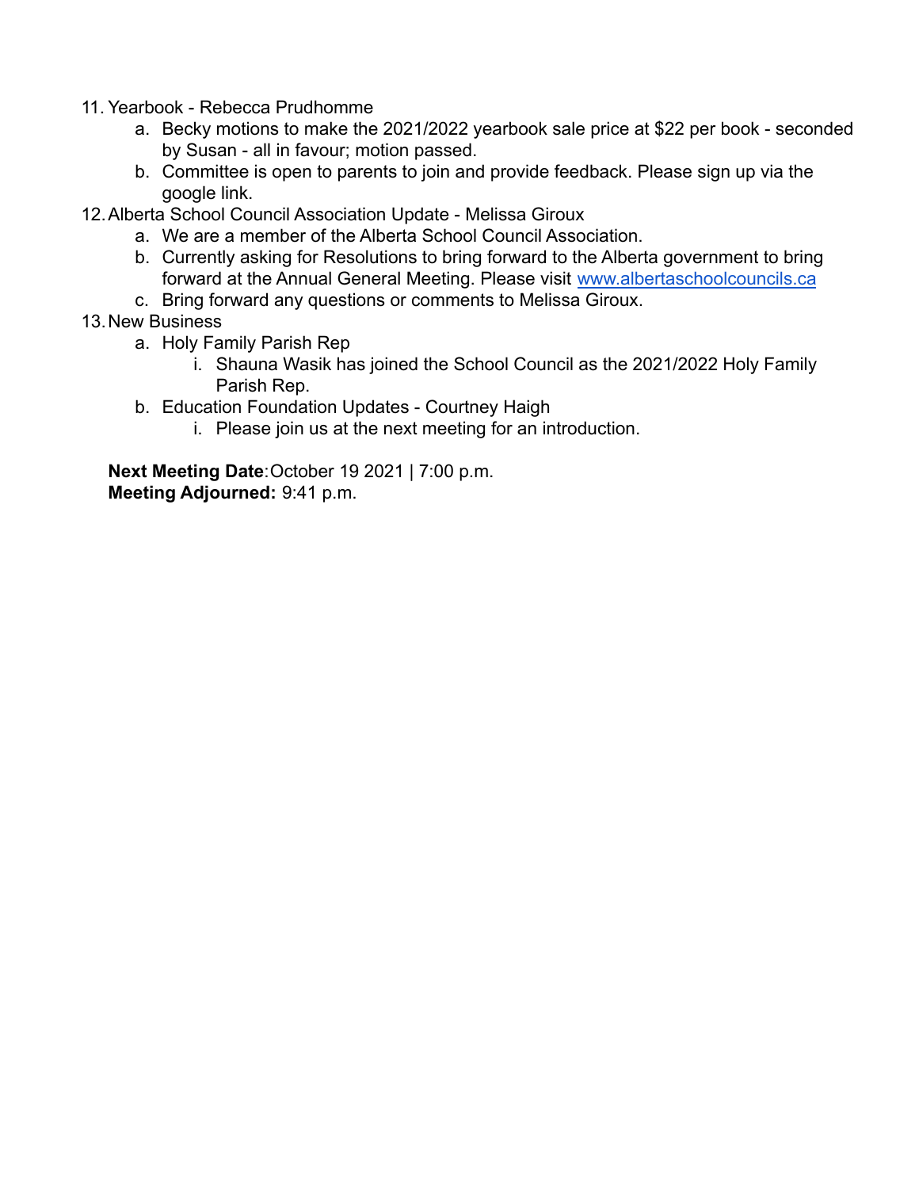11. Yearbook - Rebecca Prudhomme
    a. Becky motions to make the 2021/2022 yearbook sale price at $22 per book - seconded by Susan - all in favour; motion passed.
    b. Committee is open to parents to join and provide feedback. Please sign up via the google link.
12. Alberta School Council Association Update - Melissa Giroux
    a. We are a member of the Alberta School Council Association.
    b. Currently asking for Resolutions to bring forward to the Alberta government to bring forward at the Annual General Meeting. Please visit [www.albertaschoolcouncils.ca](http://www.albertaschoolcouncils.ca)
    c. Bring forward any questions or comments to Melissa Giroux.
13. New Business
    a. Holy Family Parish Rep
        i. Shauna Wasik has joined the School Council as the 2021/2022 Holy Family Parish Rep.
    b. Education Foundation Updates - Courtney Haigh
        i. Please join us at the next meeting for an introduction.

**Next Meeting Date**: October 19 2021 | 7:00 p.m.
**Meeting Adjourned:** 9:41 p.m.